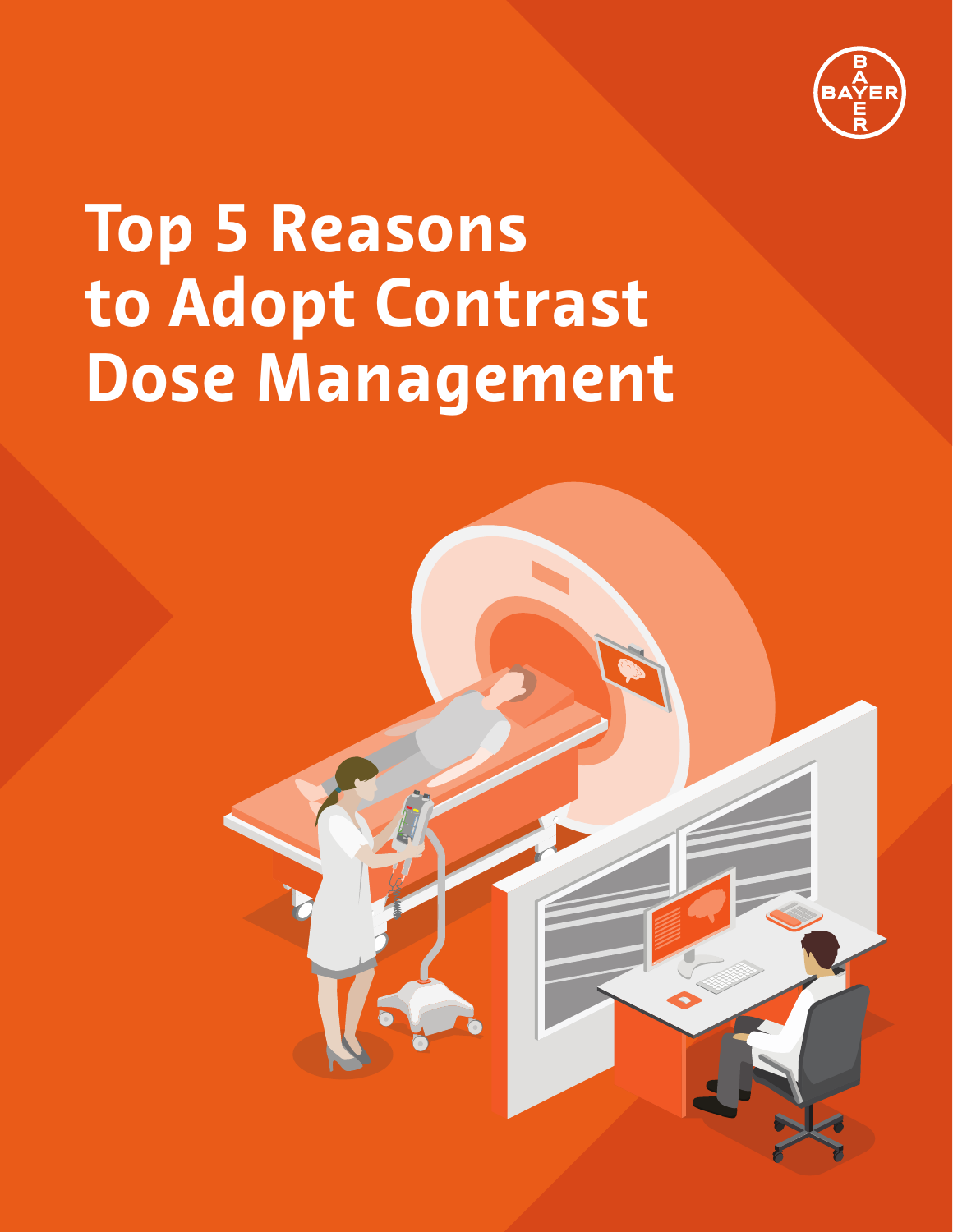# Top 5 Reasons to Adopt Contrast Dose Management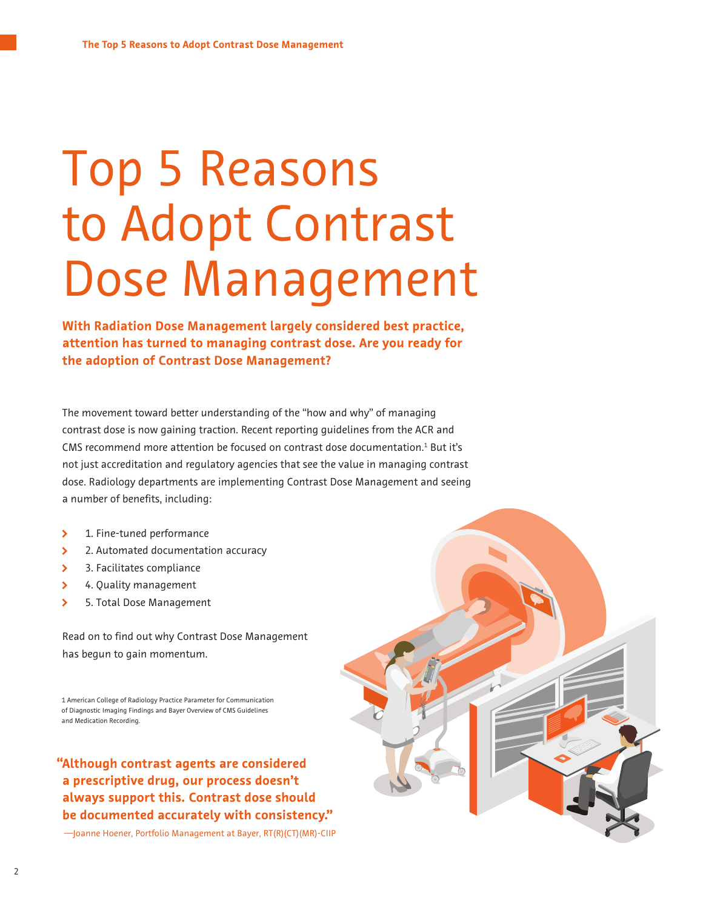# Top 5 Reasons to Adopt Contrast Dose Management

**With Radiation Dose Management largely considered best practice, attention has turned to managing contrast dose. Are you ready for the adoption of Contrast Dose Management?**

The movement toward better understanding of the "how and why" of managing contrast dose is now gaining traction. Recent reporting guidelines from the ACR and CMS recommend more attention be focused on contrast dose documentation.[1] But it's not just accreditation and regulatory agencies that see the value in managing contrast dose. Radiology departments are implementing Contrast Dose Management and seeing a number of benefits, including:

- 1. Fine-tuned performance
- 2. Automated documentation accuracy
- 3. Facilitates compliance
- 4. Quality management
- 5. Total Dose Management

Read on to find out why Contrast Dose Management has begun to gain momentum.

1 American College of Radiology Practice Parameter for Communication of Diagnostic Imaging Findings and Bayer Overview of CMS Guidelines and Medication Recording.

**"Although contrast agents are considered a prescriptive drug, our process doesn't always support this. Contrast dose should be documented accurately with consistency."**

—Joanne Hoener, Portfolio Management at Bayer, RT(R)(CT)(MR)-CIIP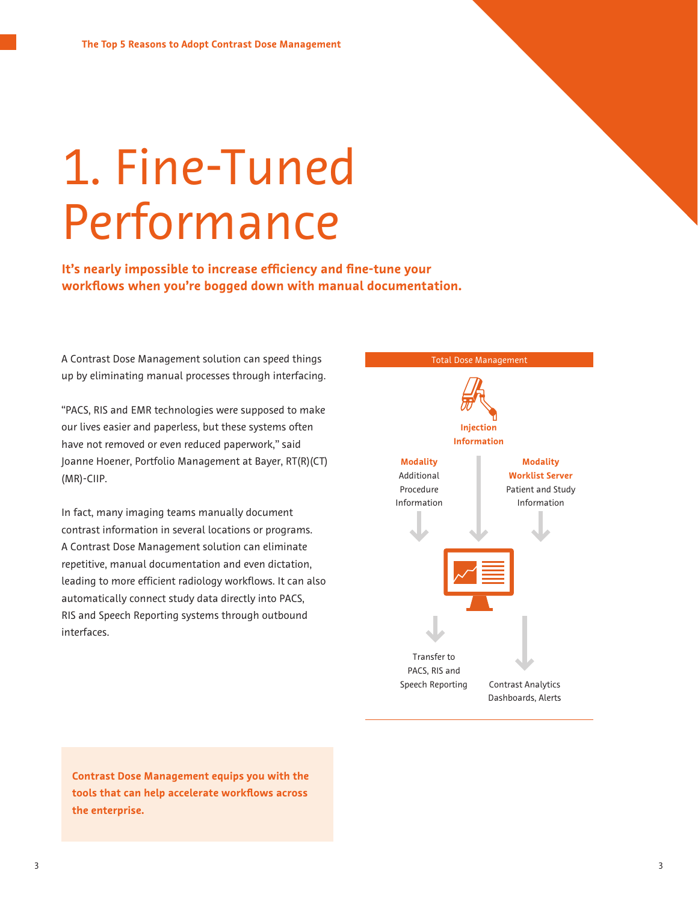# 1. Fine-Tuned Performance

**It's nearly impossible to increase efficiency and fine-tune your workflows when you're bogged down with manual documentation.**

A Contrast Dose Management solution can speed things up by eliminating manual processes through interfacing.

"PACS, RIS and EMR technologies were supposed to make our lives easier and paperless, but these systems often have not removed or even reduced paperwork," said Joanne Hoener, Portfolio Management at Bayer, RT(R)(CT)(MR)-CIIP.

In fact, many imaging teams manually document contrast information in several locations or programs. A Contrast Dose Management solution can eliminate repetitive, manual documentation and even dictation, leading to more efficient radiology workflows. It can also automatically connect study data directly into PACS, RIS and Speech Reporting systems through outbound interfaces.

Total Dose Management

**Injection Information**

**Modality**
Additional Procedure Information

**Modality Worklist Server**
Patient and Study Information

Transfer to PACS, RIS and Speech Reporting

Contrast Analytics Dashboards, Alerts

**Contrast Dose Management equips you with the tools that can help accelerate workflows across the enterprise.**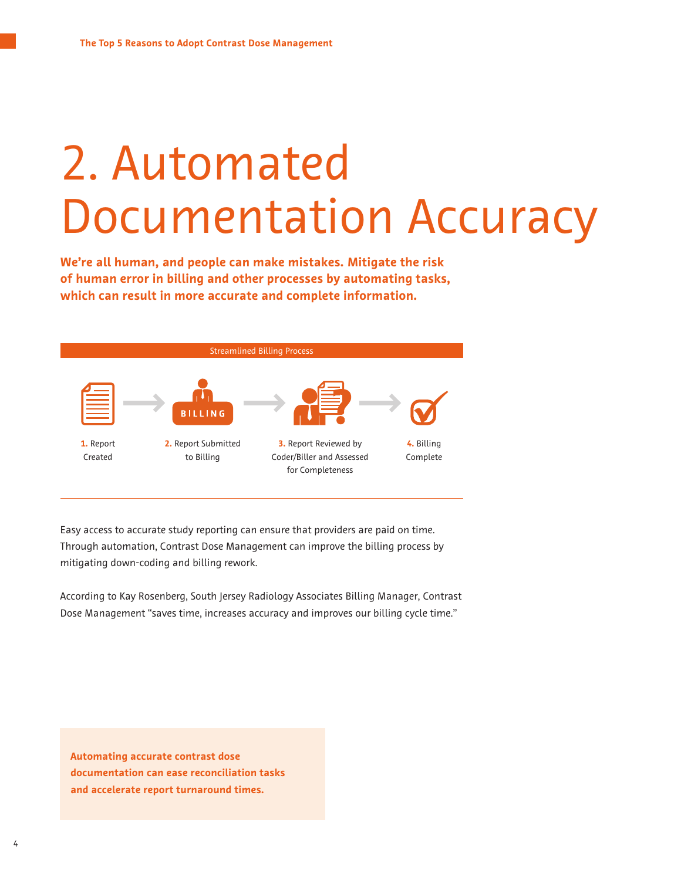# 2. Automated Documentation Accuracy

**We're all human, and people can make mistakes. Mitigate the risk of human error in billing and other processes by automating tasks, which can result in more accurate and complete information.**

Streamlined Billing Process

1. Report Created
2. Report Submitted to Billing
3. Report Reviewed by Coder/Biller and Assessed for Completeness
4. Billing Complete

Easy access to accurate study reporting can ensure that providers are paid on time. Through automation, Contrast Dose Management can improve the billing process by mitigating down-coding and billing rework.

According to Kay Rosenberg, South Jersey Radiology Associates Billing Manager, Contrast Dose Management "saves time, increases accuracy and improves our billing cycle time."

**Automating accurate contrast dose documentation can ease reconciliation tasks and accelerate report turnaround times.**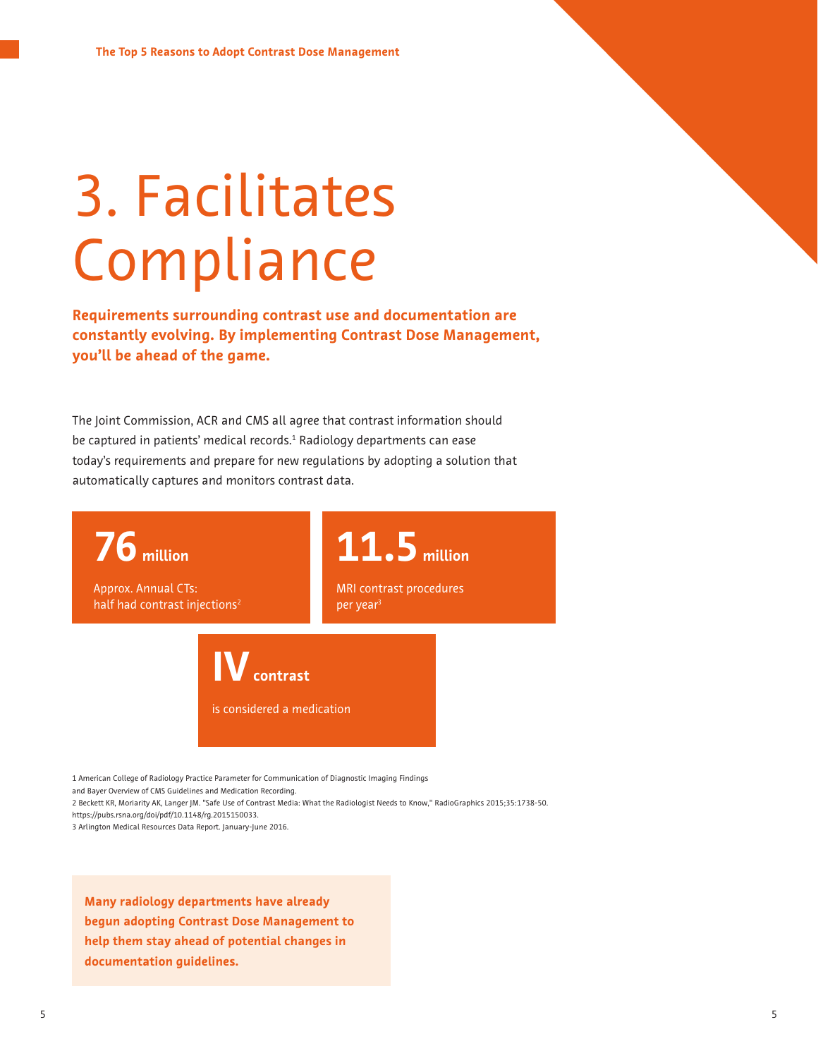# 3. Facilitates Compliance

**Requirements surrounding contrast use and documentation are constantly evolving. By implementing Contrast Dose Management, you'll be ahead of the game.**

The Joint Commission, ACR and CMS all agree that contrast information should be captured in patients' medical records.[1] Radiology departments can ease today's requirements and prepare for new regulations by adopting a solution that automatically captures and monitors contrast data.

**76 million**

Approx. Annual CTs: half had contrast injections[2]

**11.5 million**

MRI contrast procedures per year[3]

**IV contrast**

is considered a medication

1 American College of Radiology Practice Parameter for Communication of Diagnostic Imaging Findings and Bayer Overview of CMS Guidelines and Medication Recording.
2 Beckett KR, Moriarity AK, Langer JM. "Safe Use of Contrast Media: What the Radiologist Needs to Know," RadioGraphics 2015;35:1738-50. https://pubs.rsna.org/doi/pdf/10.1148/rg.2015150033.
3 Arlington Medical Resources Data Report. January-June 2016.

**Many radiology departments have already begun adopting Contrast Dose Management to help them stay ahead of potential changes in documentation guidelines.**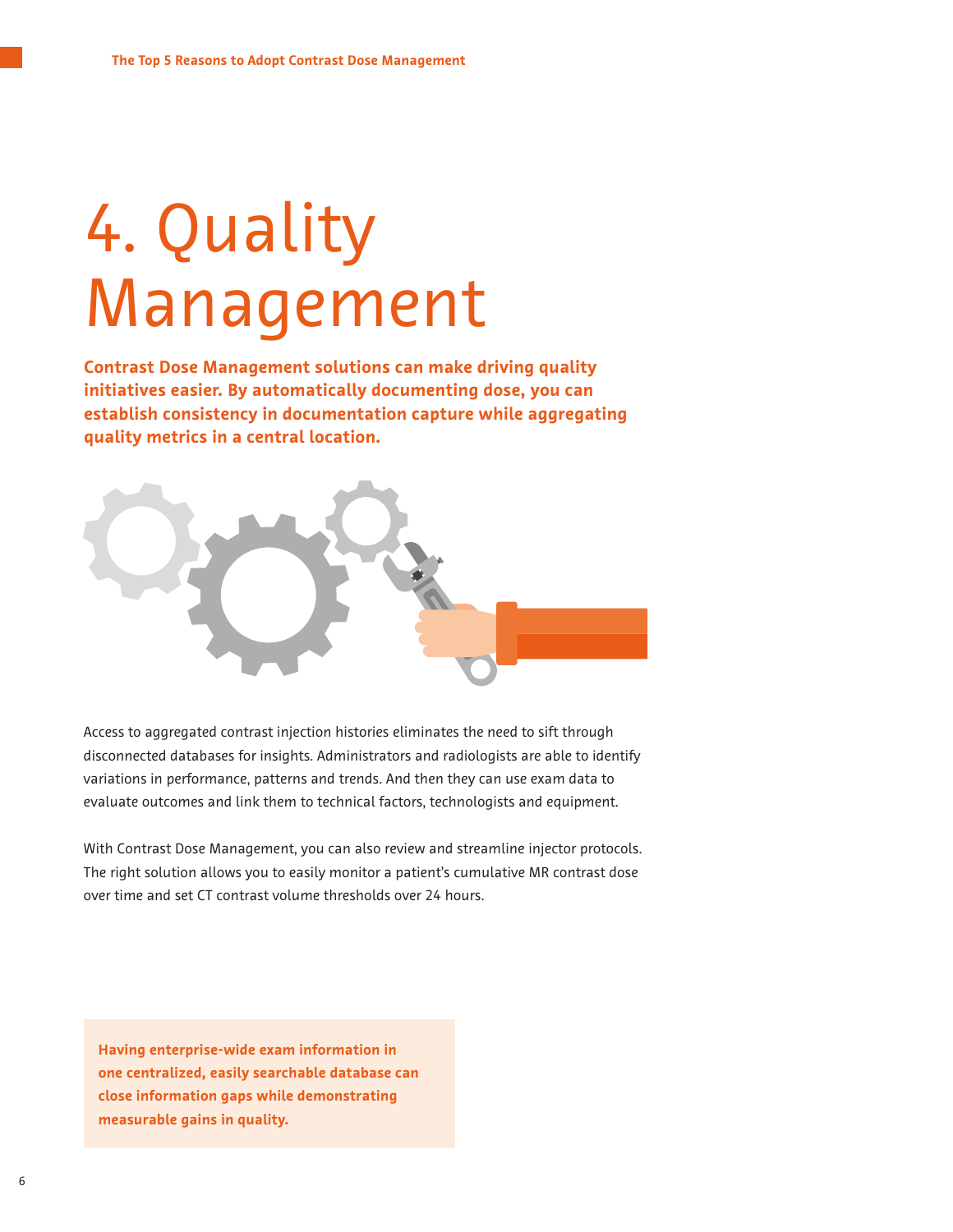# 4. Quality Management

**Contrast Dose Management solutions can make driving quality initiatives easier. By automatically documenting dose, you can establish consistency in documentation capture while aggregating quality metrics in a central location.**

Access to aggregated contrast injection histories eliminates the need to sift through disconnected databases for insights. Administrators and radiologists are able to identify variations in performance, patterns and trends. And then they can use exam data to evaluate outcomes and link them to technical factors, technologists and equipment.

With Contrast Dose Management, you can also review and streamline injector protocols. The right solution allows you to easily monitor a patient's cumulative MR contrast dose over time and set CT contrast volume thresholds over 24 hours.

**Having enterprise-wide exam information in one centralized, easily searchable database can close information gaps while demonstrating measurable gains in quality.**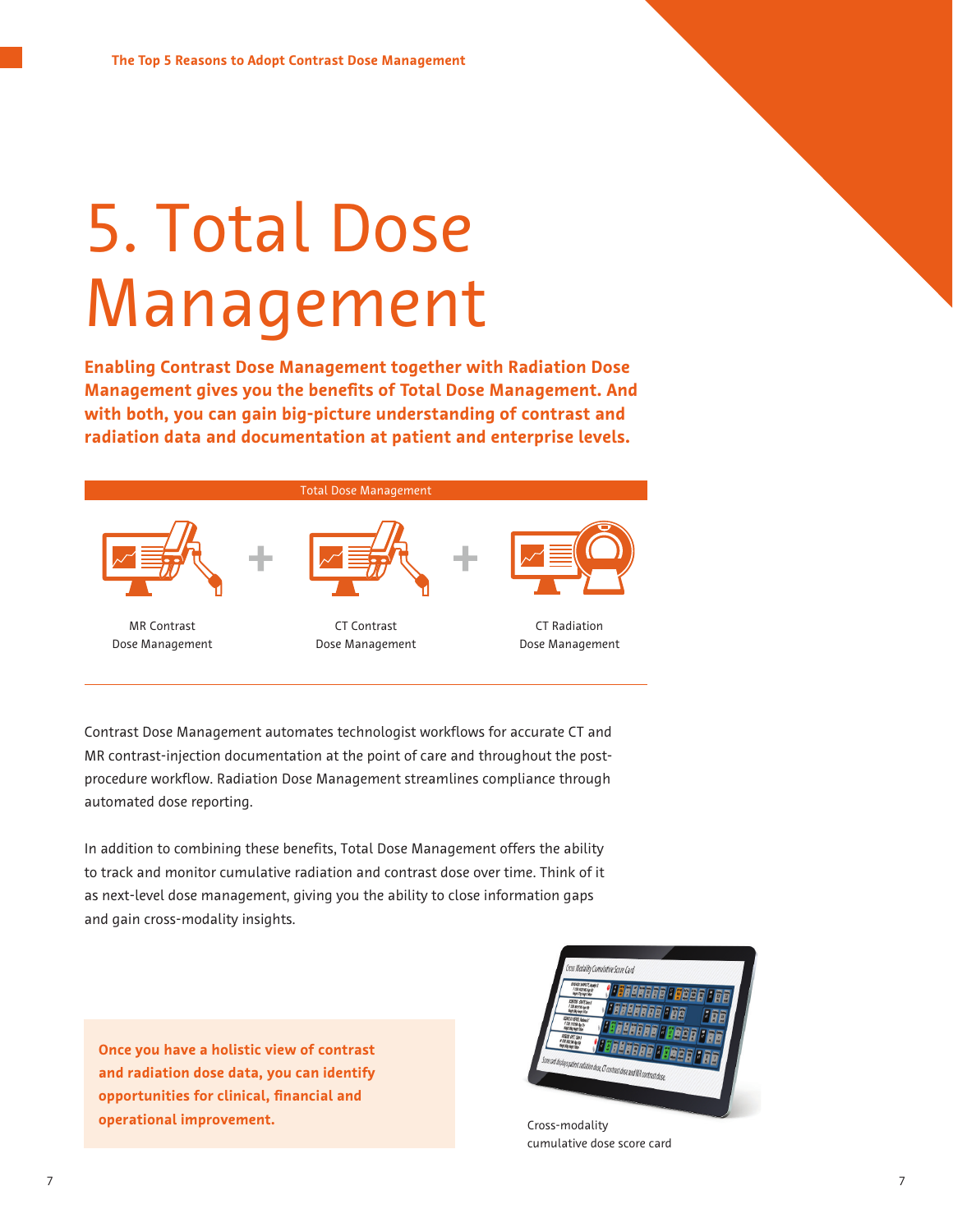# 5. Total Dose Management

**Enabling Contrast Dose Management together with Radiation Dose Management gives you the benefits of Total Dose Management. And with both, you can gain big-picture understanding of contrast and radiation data and documentation at patient and enterprise levels.**

Total Dose Management

MR Contrast Dose Management + CT Contrast Dose Management + CT Radiation Dose Management

Contrast Dose Management automates technologist workflows for accurate CT and MR contrast-injection documentation at the point of care and throughout the post-procedure workflow. Radiation Dose Management streamlines compliance through automated dose reporting.

In addition to combining these benefits, Total Dose Management offers the ability to track and monitor cumulative radiation and contrast dose over time. Think of it as next-level dose management, giving you the ability to close information gaps and gain cross-modality insights.

**Once you have a holistic view of contrast and radiation dose data, you can identify opportunities for clinical, financial and operational improvement.**

Cross-modality cumulative dose score card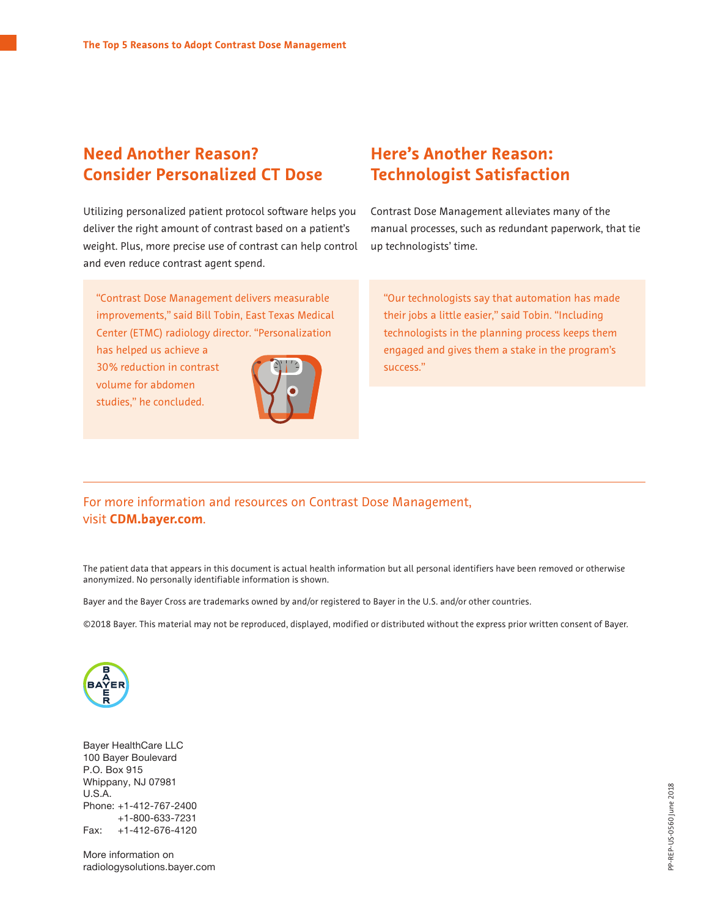## Need Another Reason? Consider Personalized CT Dose

Utilizing personalized patient protocol software helps you deliver the right amount of contrast based on a patient's weight. Plus, more precise use of contrast can help control and even reduce contrast agent spend.

"Contrast Dose Management delivers measurable improvements," said Bill Tobin, East Texas Medical Center (ETMC) radiology director. "Personalization has helped us achieve a 30% reduction in contrast volume for abdomen studies," he concluded.

## Here's Another Reason: Technologist Satisfaction

Contrast Dose Management alleviates many of the manual processes, such as redundant paperwork, that tie up technologists' time.

"Our technologists say that automation has made their jobs a little easier," said Tobin. "Including technologists in the planning process keeps them engaged and gives them a stake in the program's success."

---

For more information and resources on Contrast Dose Management, visit **CDM.bayer.com**.

The patient data that appears in this document is actual health information but all personal identifiers have been removed or otherwise anonymized. No personally identifiable information is shown.

Bayer and the Bayer Cross are trademarks owned by and/or registered to Bayer in the U.S. and/or other countries.

©2018 Bayer. This material may not be reproduced, displayed, modified or distributed without the express prior written consent of Bayer.

BAYER

Bayer HealthCare LLC
100 Bayer Boulevard
P.O. Box 915
Whippany, NJ 07981
U.S.A.
Phone: +1-412-767-2400
+1-800-633-7231
Fax: +1-412-676-4120

More information on
radiologysolutions.bayer.com

PP-REP-US-0560 June 2018